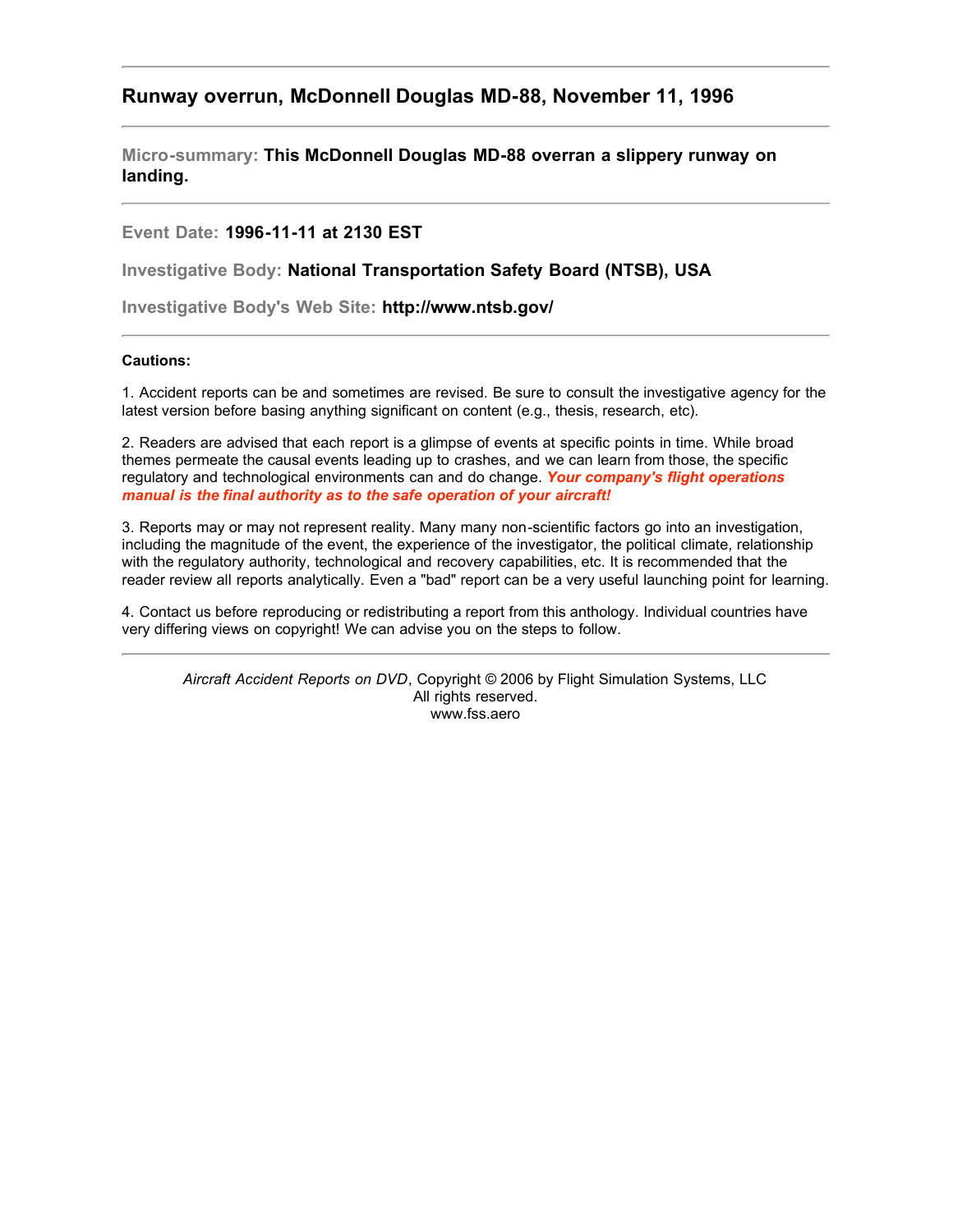## Runway overrun, McDonnell Douglas MD-88, November 11, 1996

---

**Micro-summary: This McDonnell Douglas MD-88 overran a slippery runway on landing.**

---

**Event Date: 1996-11-11 at 2130 EST**

**Investigative Body: National Transportation Safety Board (NTSB), USA**

**Investigative Body's Web Site: http://www.ntsb.gov/**

---

**Cautions:**

1. Accident reports can be and sometimes are revised. Be sure to consult the investigative agency for the latest version before basing anything significant on content (e.g., thesis, research, etc).

2. Readers are advised that each report is a glimpse of events at specific points in time. While broad themes permeate the causal events leading up to crashes, and we can learn from those, the specific regulatory and technological environments can and do change. ***Your company's flight operations manual is the final authority as to the safe operation of your aircraft!***

3. Reports may or may not represent reality. Many many non-scientific factors go into an investigation, including the magnitude of the event, the experience of the investigator, the political climate, relationship with the regulatory authority, technological and recovery capabilities, etc. It is recommended that the reader review all reports analytically. Even a "bad" report can be a very useful launching point for learning.

4. Contact us before reproducing or redistributing a report from this anthology. Individual countries have very differing views on copyright! We can advise you on the steps to follow.

---

*Aircraft Accident Reports on DVD*, Copyright © 2006 by Flight Simulation Systems, LLC
All rights reserved.
www.fss.aero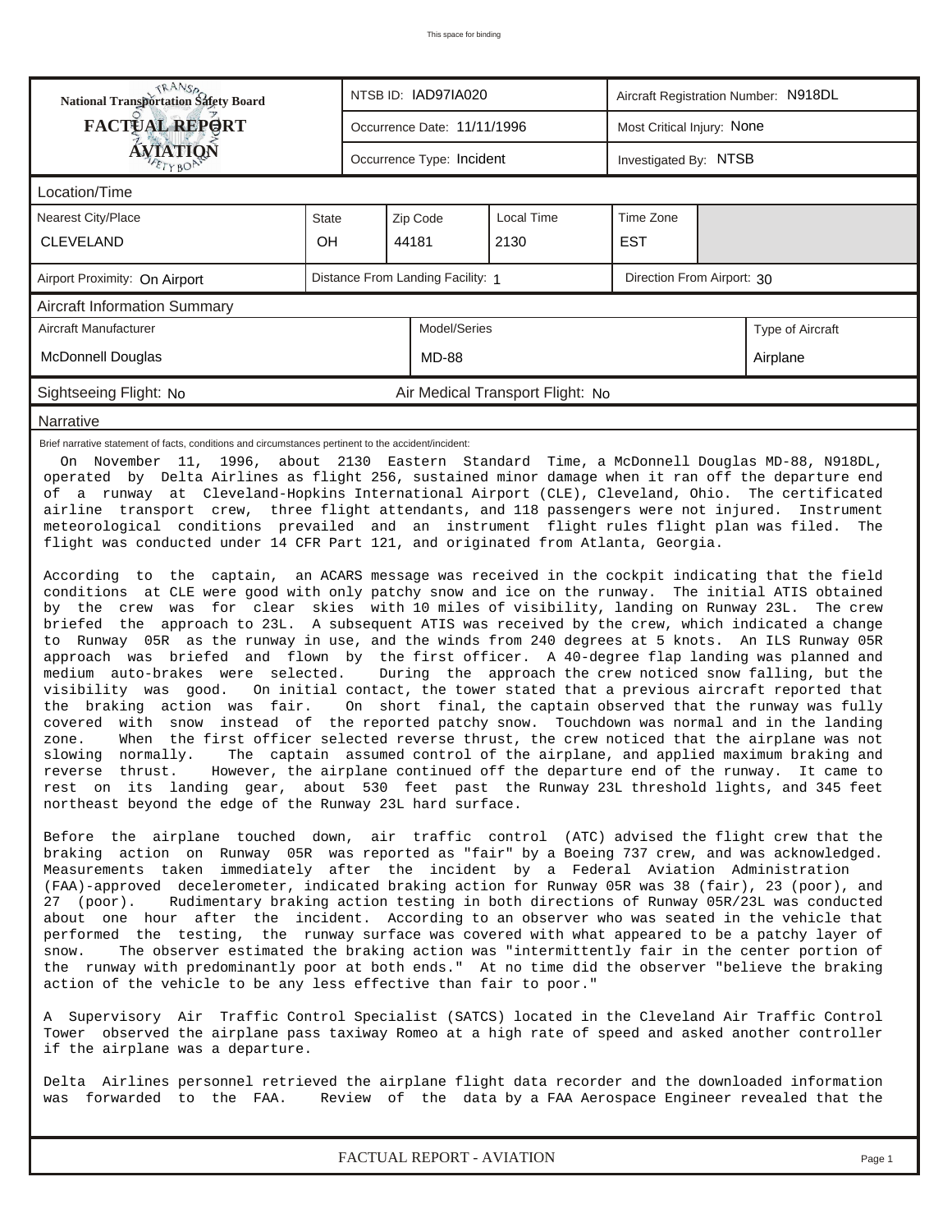This space for binding

| National Transportation Safety Board **FACTUAL REPORT AVIATION** | NTSB ID: IAD97IA020 | Aircraft Registration Number: N918DL |
|---|---|---|
| | Occurrence Date: 11/11/1996 | Most Critical Injury: None |
| | Occurrence Type: Incident | Investigated By: NTSB |

**Location/Time**

| Nearest City/Place | State | Zip Code | Local Time | Time Zone |
|---|---|---|---|---|
| CLEVELAND | OH | 44181 | 2130 | EST |

| Airport Proximity: On Airport | Distance From Landing Facility: 1 | Direction From Airport: 30 |
|---|---|---|

**Aircraft Information Summary**

| Aircraft Manufacturer | Model/Series | Type of Aircraft |
|---|---|---|
| McDonnell Douglas | MD-88 | Airplane |

| Sightseeing Flight: No | Air Medical Transport Flight: No |
|---|---|

**Narrative**

Brief narrative statement of facts, conditions and circumstances pertinent to the accident/incident:

On November 11, 1996, about 2130 Eastern Standard Time, a McDonnell Douglas MD-88, N918DL, operated by Delta Airlines as flight 256, sustained minor damage when it ran off the departure end of a runway at Cleveland-Hopkins International Airport (CLE), Cleveland, Ohio. The certificated airline transport crew, three flight attendants, and 118 passengers were not injured. Instrument meteorological conditions prevailed and an instrument flight rules flight plan was filed. The flight was conducted under 14 CFR Part 121, and originated from Atlanta, Georgia.

According to the captain, an ACARS message was received in the cockpit indicating that the field conditions at CLE were good with only patchy snow and ice on the runway. The initial ATIS obtained by the crew was for clear skies with 10 miles of visibility, landing on Runway 23L. The crew briefed the approach to 23L. A subsequent ATIS was received by the crew, which indicated a change to Runway 05R as the runway in use, and the winds from 240 degrees at 5 knots. An ILS Runway 05R approach was briefed and flown by the first officer. A 40-degree flap landing was planned and medium auto-brakes were selected. During the approach the crew noticed snow falling, but the visibility was good. On initial contact, the tower stated that a previous aircraft reported that the braking action was fair. On short final, the captain observed that the runway was fully covered with snow instead of the reported patchy snow. Touchdown was normal and in the landing zone. When the first officer selected reverse thrust, the crew noticed that the airplane was not slowing normally. The captain assumed control of the airplane, and applied maximum braking and reverse thrust. However, the airplane continued off the departure end of the runway. It came to rest on its landing gear, about 530 feet past the Runway 23L threshold lights, and 345 feet northeast beyond the edge of the Runway 23L hard surface.

Before the airplane touched down, air traffic control (ATC) advised the flight crew that the braking action on Runway 05R was reported as "fair" by a Boeing 737 crew, and was acknowledged. Measurements taken immediately after the incident by a Federal Aviation Administration (FAA)-approved decelerometer, indicated braking action for Runway 05R was 38 (fair), 23 (poor), and 27 (poor). Rudimentary braking action testing in both directions of Runway 05R/23L was conducted about one hour after the incident. According to an observer who was seated in the vehicle that performed the testing, the runway surface was covered with what appeared to be a patchy layer of snow. The observer estimated the braking action was "intermittently fair in the center portion of the runway with predominantly poor at both ends." At no time did the observer "believe the braking action of the vehicle to be any less effective than fair to poor."

A Supervisory Air Traffic Control Specialist (SATCS) located in the Cleveland Air Traffic Control Tower observed the airplane pass taxiway Romeo at a high rate of speed and asked another controller if the airplane was a departure.

Delta Airlines personnel retrieved the airplane flight data recorder and the downloaded information was forwarded to the FAA. Review of the data by a FAA Aerospace Engineer revealed that the

FACTUAL REPORT - AVIATION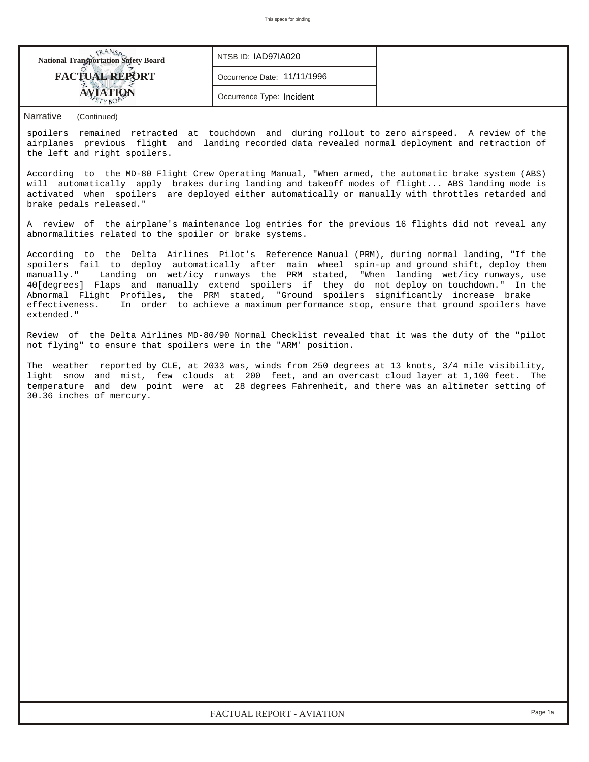| National Transportation Safety Board | NTSB ID: IAD97IA020 |
| --- | --- |
| FACTUAL REPORT | Occurrence Date: 11/11/1996 |
| AVIATION | Occurrence Type: Incident |

Narrative (Continued)

spoilers remained retracted at touchdown and during rollout to zero airspeed. A review of the airplanes previous flight and landing recorded data revealed normal deployment and retraction of the left and right spoilers.

According to the MD-80 Flight Crew Operating Manual, "When armed, the automatic brake system (ABS) will automatically apply brakes during landing and takeoff modes of flight... ABS landing mode is activated when spoilers are deployed either automatically or manually with throttles retarded and brake pedals released."

A review of the airplane's maintenance log entries for the previous 16 flights did not reveal any abnormalities related to the spoiler or brake systems.

According to the Delta Airlines Pilot's Reference Manual (PRM), during normal landing, "If the spoilers fail to deploy automatically after main wheel spin-up and ground shift, deploy them manually." Landing on wet/icy runways the PRM stated, "When landing wet/icy runways, use 40[degrees] Flaps and manually extend spoilers if they do not deploy on touchdown." In the Abnormal Flight Profiles, the PRM stated, "Ground spoilers significantly increase brake effectiveness. In order to achieve a maximum performance stop, ensure that ground spoilers have extended."

Review of the Delta Airlines MD-80/90 Normal Checklist revealed that it was the duty of the "pilot not flying" to ensure that spoilers were in the "ARM' position.

The weather reported by CLE, at 2033 was, winds from 250 degrees at 13 knots, 3/4 mile visibility, light snow and mist, few clouds at 200 feet, and an overcast cloud layer at 1,100 feet. The temperature and dew point were at 28 degrees Fahrenheit, and there was an altimeter setting of 30.36 inches of mercury.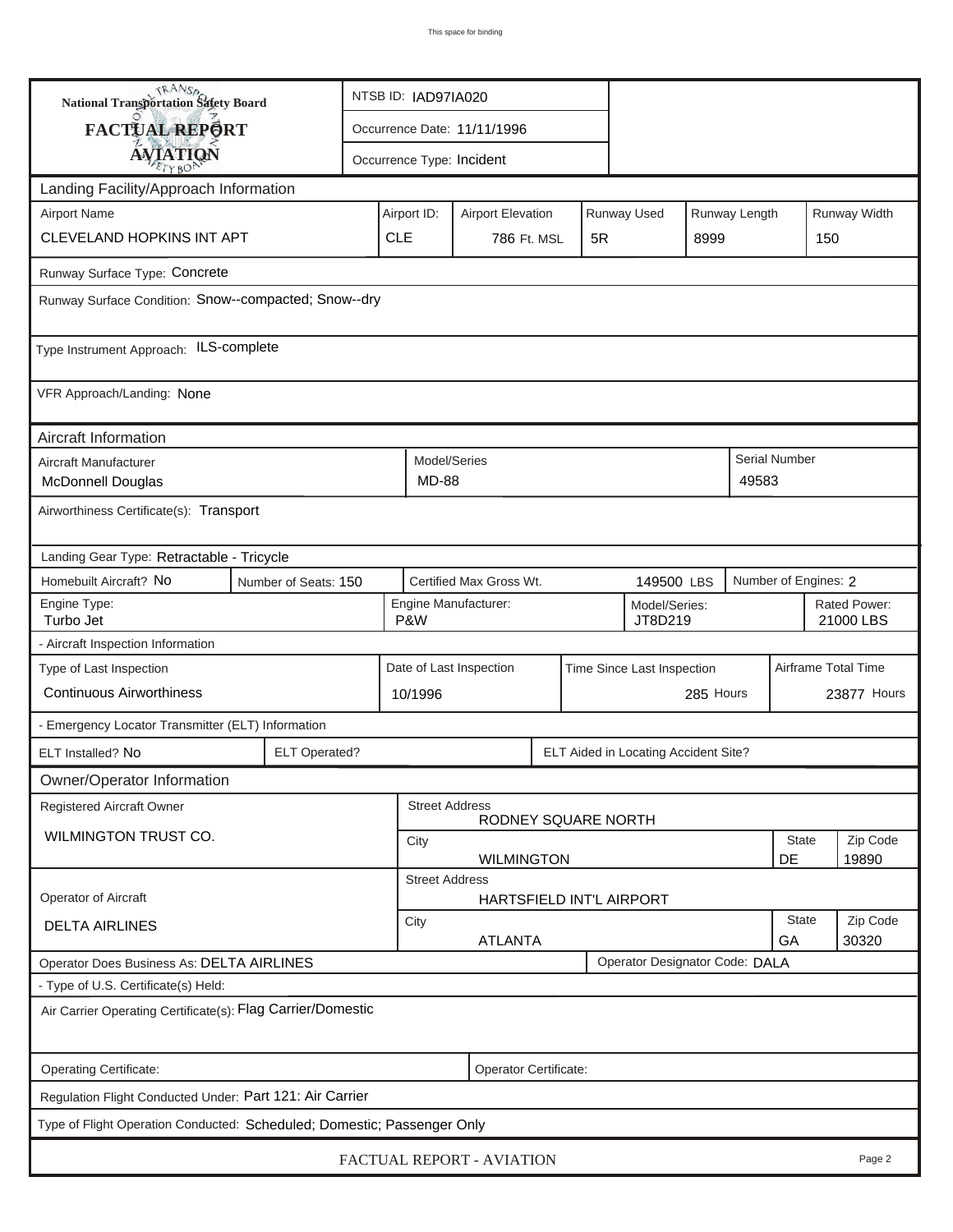**National Transportation Safety Board**
**FACTUAL REPORT**
**AVIATION**

| | |
|---|---|
| NTSB ID: IAD97IA020 | |
| Occurrence Date: 11/11/1996 | |
| Occurrence Type: Incident | |

## Landing Facility/Approach Information

| Airport Name | Airport ID: | Airport Elevation | Runway Used | Runway Length | Runway Width |
|---|---|---|---|---|---|
| CLEVELAND HOPKINS INT APT | CLE | 786 Ft. MSL | 5R | 8999 | 150 |

Runway Surface Type: Concrete

Runway Surface Condition: Snow--compacted; Snow--dry

Type Instrument Approach: ILS-complete

VFR Approach/Landing: None

## Aircraft Information

| Aircraft Manufacturer | Model/Series | Serial Number |
|---|---|---|
| McDonnell Douglas | MD-88 | 49583 |

Airworthiness Certificate(s): Transport

Landing Gear Type: Retractable - Tricycle

| Homebuilt Aircraft? | Number of Seats: | Certified Max Gross Wt. | Number of Engines: |
|---|---|---|---|
| No | 150 | 149500 LBS | 2 |

| Engine Type: | Engine Manufacturer: | Model/Series: | Rated Power: |
|---|---|---|---|
| Turbo Jet | P&W | JT8D219 | 21000 LBS |

- Aircraft Inspection Information

| Type of Last Inspection | Date of Last Inspection | Time Since Last Inspection | Airframe Total Time |
|---|---|---|---|
| Continuous Airworthiness | 10/1996 | 285 Hours | 23877 Hours |

- Emergency Locator Transmitter (ELT) Information

| ELT Installed? | ELT Operated? | ELT Aided in Locating Accident Site? |
|---|---|---|
| No | | |

## Owner/Operator Information

| Registered Aircraft Owner | Street Address | | |
|---|---|---|---|
| WILMINGTON TRUST CO. | RODNEY SQUARE NORTH | | |
| | City | State | Zip Code |
| | WILMINGTON | DE | 19890 |

| Operator of Aircraft | Street Address | | |
|---|---|---|---|
| DELTA AIRLINES | HARTSFIELD INT'L AIRPORT | | |
| | City | State | Zip Code |
| | ATLANTA | GA | 30320 |

Operator Does Business As: DELTA AIRLINES

Operator Designator Code: DALA

- Type of U.S. Certificate(s) Held:

Air Carrier Operating Certificate(s): Flag Carrier/Domestic

Operating Certificate:

Operator Certificate:

Regulation Flight Conducted Under: Part 121: Air Carrier

Type of Flight Operation Conducted: Scheduled; Domestic; Passenger Only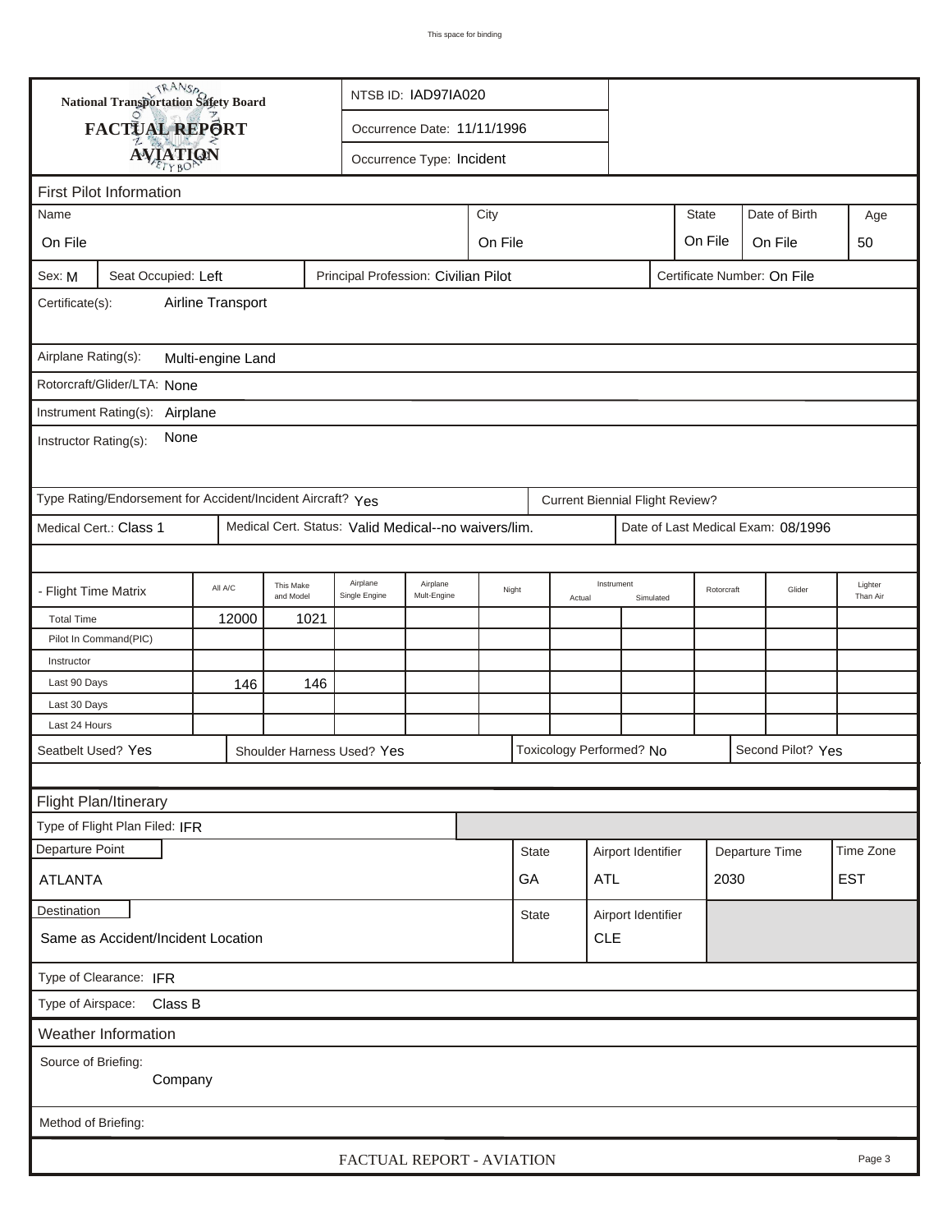This space for binding

**National Transportation Safety Board**

**FACTUAL REPORT**

**AVIATION**

NTSB ID: IAD97IA020

Occurrence Date: 11/11/1996

Occurrence Type: Incident

## First Pilot Information

| Name | City | State | Date of Birth | Age |
|---|---|---|---|---|
| On File | On File | On File | On File | 50 |

Sex: M | Seat Occupied: Left | Principal Profession: Civilian Pilot | Certificate Number: On File

Certificate(s): Airline Transport

Airplane Rating(s): Multi-engine Land

Rotorcraft/Glider/LTA: None

Instrument Rating(s): Airplane

Instructor Rating(s): None

Type Rating/Endorsement for Accident/Incident Aircraft? Yes | Current Biennial Flight Review?

Medical Cert.: Class 1 | Medical Cert. Status: Valid Medical--no waivers/lim. | Date of Last Medical Exam: 08/1996

| - Flight Time Matrix | All A/C | This Make and Model | Airplane Single Engine | Airplane Mult-Engine | Night | Instrument Actual | Instrument Simulated | Rotorcraft | Glider | Lighter Than Air |
|---|---|---|---|---|---|---|---|---|---|---|
| Total Time | 12000 | 1021 | | | | | | | | |
| Pilot In Command(PIC) | | | | | | | | | | |
| Instructor | | | | | | | | | | |
| Last 90 Days | 146 | 146 | | | | | | | | |
| Last 30 Days | | | | | | | | | | |
| Last 24 Hours | | | | | | | | | | |

Seatbelt Used? Yes | Shoulder Harness Used? Yes | Toxicology Performed? No | Second Pilot? Yes

## Flight Plan/Itinerary

Type of Flight Plan Filed: IFR

| Departure Point | State | Airport Identifier | Departure Time | Time Zone |
|---|---|---|---|---|
| ATLANTA | GA | ATL | 2030 | EST |

| Destination | State | Airport Identifier |
|---|---|---|
| Same as Accident/Incident Location | | CLE |

Type of Clearance: IFR

Type of Airspace: Class B

## Weather Information

Source of Briefing: Company

Method of Briefing:

FACTUAL REPORT - AVIATION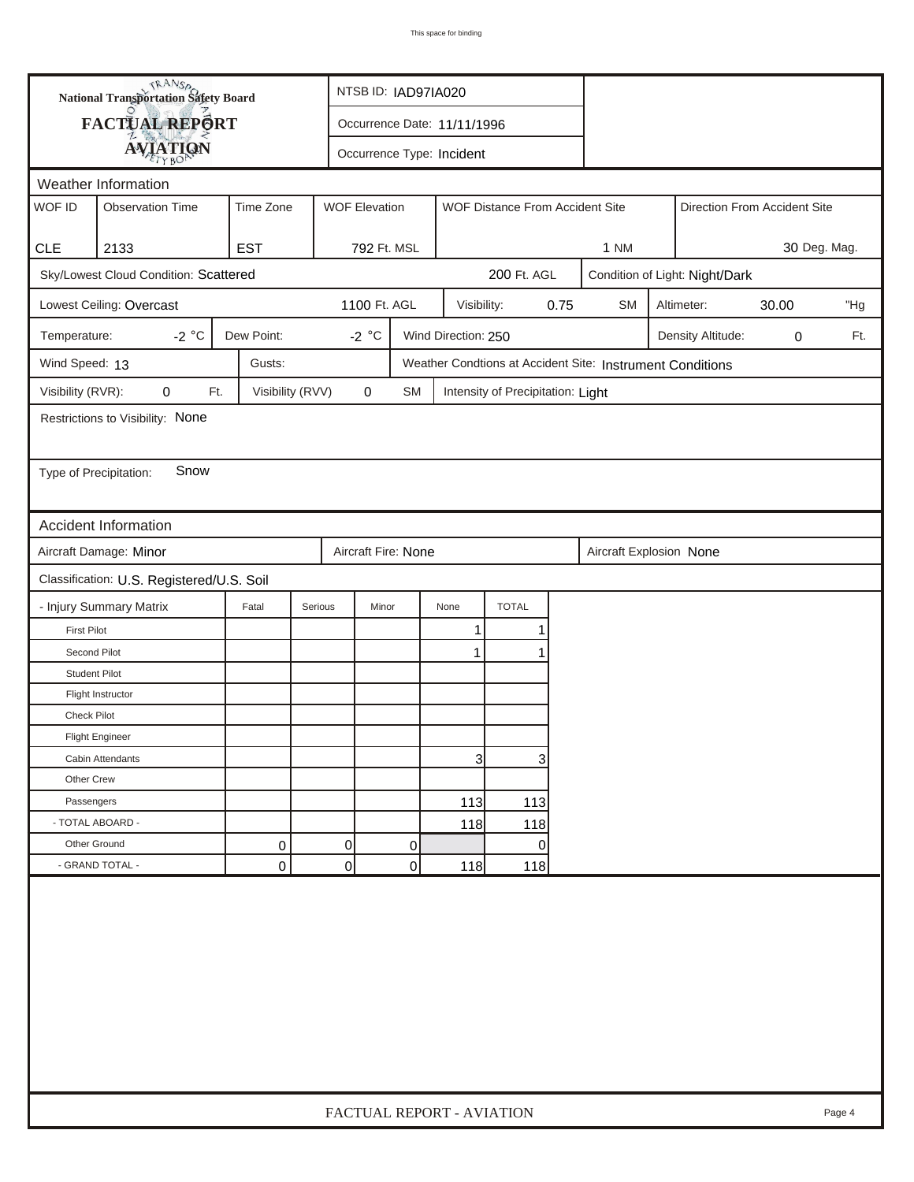This space for binding

**National Transportation Safety Board**

# FACTUAL REPORT AVIATION

NTSB ID: IAD97IA020

Occurrence Date: 11/11/1996

Occurrence Type: Incident

## Weather Information

| WOF ID | Observation Time | Time Zone | WOF Elevation | WOF Distance From Accident Site | Direction From Accident Site |
|---|---|---|---|---|---|
| CLE | 2133 | EST | 792 Ft. MSL | 1 NM | 30 Deg. Mag. |

Sky/Lowest Cloud Condition: Scattered 200 Ft. AGL

Condition of Light: Night/Dark

Lowest Ceiling: Overcast 1100 Ft. AGL

Visibility: 0.75 SM

Altimeter: 30.00 "Hg

Temperature: -2 °C

Dew Point: -2 °C

Wind Direction: 250

Density Altitude: 0 Ft.

Wind Speed: 13

Gusts:

Weather Condtions at Accident Site: Instrument Conditions

Visibility (RVR): 0 Ft.

Visibility (RVV) 0 SM

Intensity of Precipitation: Light

Restrictions to Visibility: None

Type of Precipitation: Snow

## Accident Information

Aircraft Damage: Minor

Aircraft Fire: None

Aircraft Explosion None

Classification: U.S. Registered/U.S. Soil

| - Injury Summary Matrix | Fatal | Serious | Minor | None | TOTAL |
|---|---|---|---|---|---|
| First Pilot | | | | 1 | 1 |
| Second Pilot | | | | 1 | 1 |
| Student Pilot | | | | | |
| Flight Instructor | | | | | |
| Check Pilot | | | | | |
| Flight Engineer | | | | | |
| Cabin Attendants | | | | 3 | 3 |
| Other Crew | | | | | |
| Passengers | | | | 113 | 113 |
| - TOTAL ABOARD - | | | | 118 | 118 |
| Other Ground | 0 | 0 | 0 | | 0 |
| - GRAND TOTAL - | 0 | 0 | 0 | 118 | 118 |

FACTUAL REPORT - AVIATION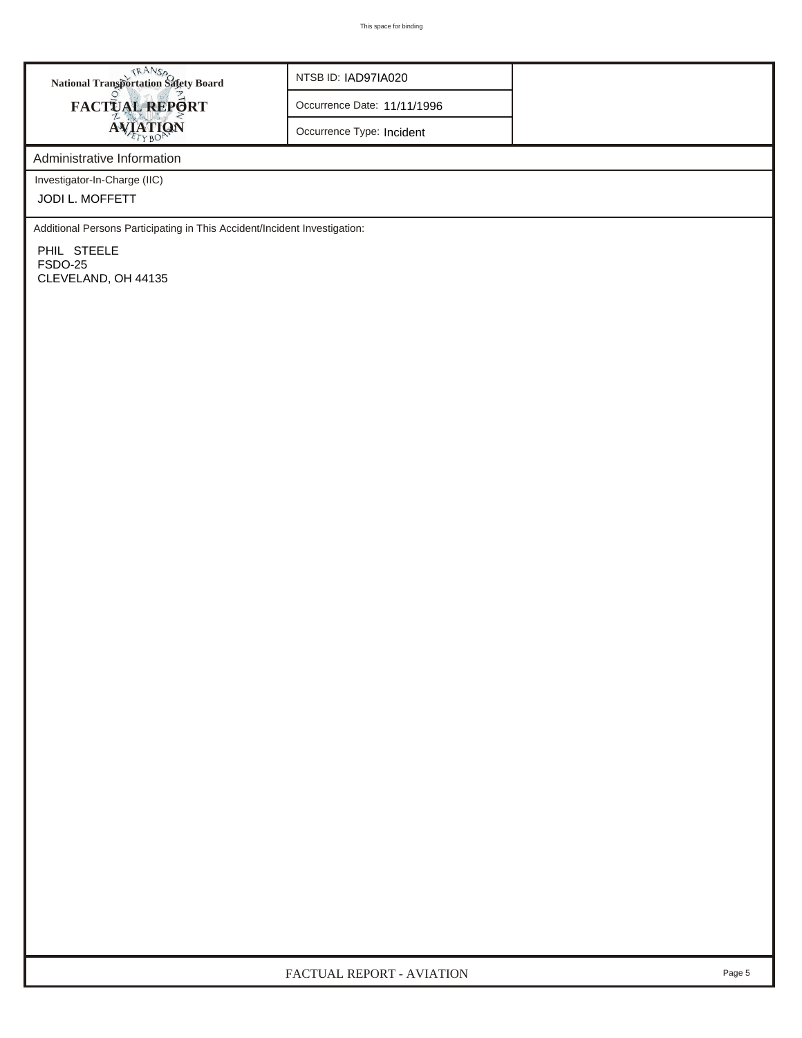National Transportation Safety Board

**FACTUAL REPORT**

**AVIATION**

| | |
|---|---|
| NTSB ID: IAD97IA020 | |
| Occurrence Date: 11/11/1996 | |
| Occurrence Type: Incident | |

## Administrative Information

Investigator-In-Charge (IIC)

JODI L. MOFFETT

Additional Persons Participating in This Accident/Incident Investigation:

PHIL STEELE
FSDO-25
CLEVELAND, OH 44135